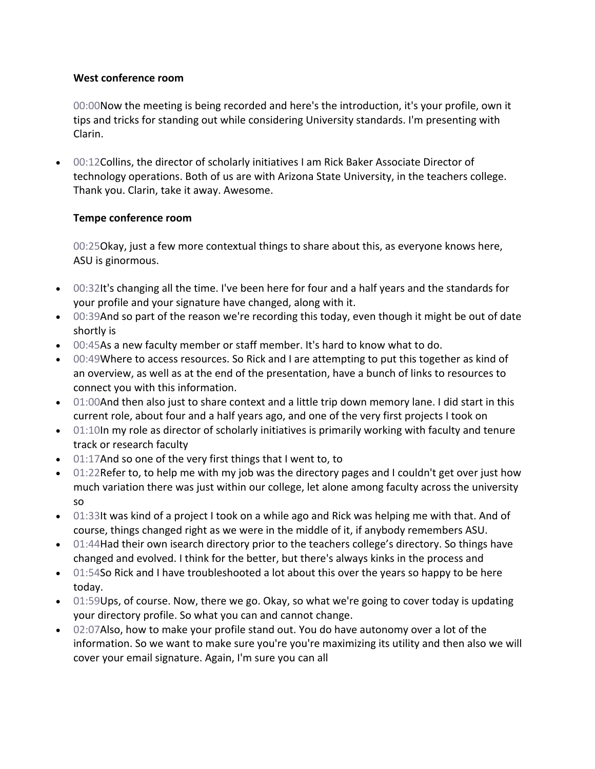**West conference room**

00:00Now the meeting is being recorded and here's the introduction, it's your profile, own it tips and tricks for standing out while considering University standards. I'm presenting with Clarin.

- 00:12Collins, the director of scholarly initiatives I am Rick Baker Associate Director of technology operations. Both of us are with Arizona State University, in the teachers college. Thank you. Clarin, take it away. Awesome.

**Tempe conference room**

00:25Okay, just a few more contextual things to share about this, as everyone knows here, ASU is ginormous.

- 00:32It's changing all the time. I've been here for four and a half years and the standards for your profile and your signature have changed, along with it.
- 00:39And so part of the reason we're recording this today, even though it might be out of date shortly is
- 00:45As a new faculty member or staff member. It's hard to know what to do.
- 00:49Where to access resources. So Rick and I are attempting to put this together as kind of an overview, as well as at the end of the presentation, have a bunch of links to resources to connect you with this information.
- 01:00And then also just to share context and a little trip down memory lane. I did start in this current role, about four and a half years ago, and one of the very first projects I took on
- 01:10In my role as director of scholarly initiatives is primarily working with faculty and tenure track or research faculty
- 01:17And so one of the very first things that I went to, to
- 01:22Refer to, to help me with my job was the directory pages and I couldn't get over just how much variation there was just within our college, let alone among faculty across the university so
- 01:33It was kind of a project I took on a while ago and Rick was helping me with that. And of course, things changed right as we were in the middle of it, if anybody remembers ASU.
- 01:44Had their own isearch directory prior to the teachers college's directory. So things have changed and evolved. I think for the better, but there's always kinks in the process and
- 01:54So Rick and I have troubleshooted a lot about this over the years so happy to be here today.
- 01:59Ups, of course. Now, there we go. Okay, so what we're going to cover today is updating your directory profile. So what you can and cannot change.
- 02:07Also, how to make your profile stand out. You do have autonomy over a lot of the information. So we want to make sure you're you're maximizing its utility and then also we will cover your email signature. Again, I'm sure you can all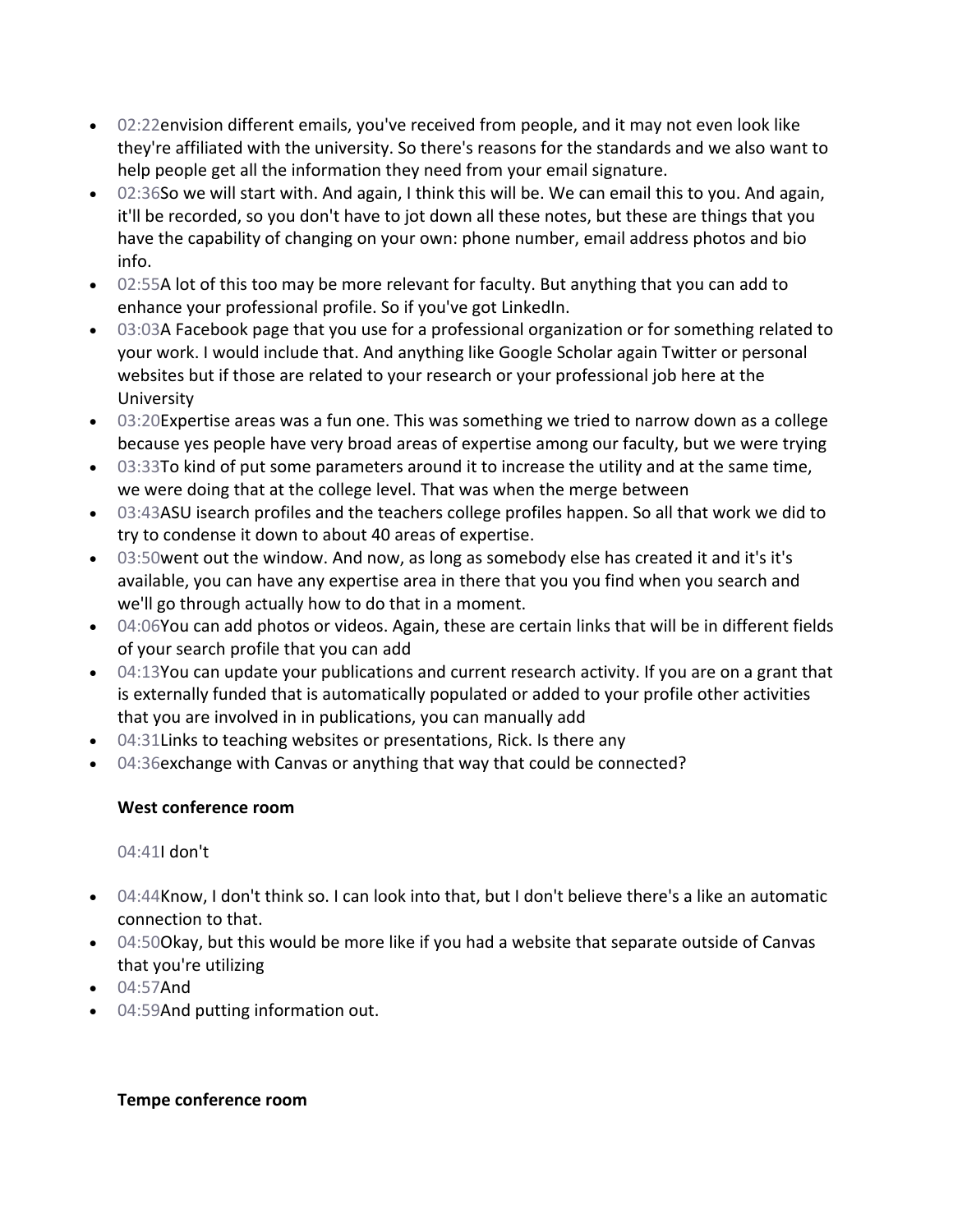- 02:22envision different emails, you've received from people, and it may not even look like they're affiliated with the university. So there's reasons for the standards and we also want to help people get all the information they need from your email signature.
- 02:36So we will start with. And again, I think this will be. We can email this to you. And again, it'll be recorded, so you don't have to jot down all these notes, but these are things that you have the capability of changing on your own: phone number, email address photos and bio info.
- 02:55A lot of this too may be more relevant for faculty. But anything that you can add to enhance your professional profile. So if you've got LinkedIn.
- 03:03A Facebook page that you use for a professional organization or for something related to your work. I would include that. And anything like Google Scholar again Twitter or personal websites but if those are related to your research or your professional job here at the University
- 03:20Expertise areas was a fun one. This was something we tried to narrow down as a college because yes people have very broad areas of expertise among our faculty, but we were trying
- 03:33To kind of put some parameters around it to increase the utility and at the same time, we were doing that at the college level. That was when the merge between
- 03:43ASU isearch profiles and the teachers college profiles happen. So all that work we did to try to condense it down to about 40 areas of expertise.
- 03:50went out the window. And now, as long as somebody else has created it and it's it's available, you can have any expertise area in there that you you find when you search and we'll go through actually how to do that in a moment.
- 04:06You can add photos or videos. Again, these are certain links that will be in different fields of your search profile that you can add
- 04:13You can update your publications and current research activity. If you are on a grant that is externally funded that is automatically populated or added to your profile other activities that you are involved in in publications, you can manually add
- 04:31Links to teaching websites or presentations, Rick. Is there any
- 04:36exchange with Canvas or anything that way that could be connected?

**West conference room**

04:41I don't

- 04:44Know, I don't think so. I can look into that, but I don't believe there's a like an automatic connection to that.
- 04:50Okay, but this would be more like if you had a website that separate outside of Canvas that you're utilizing
- 04:57And
- 04:59And putting information out.

**Tempe conference room**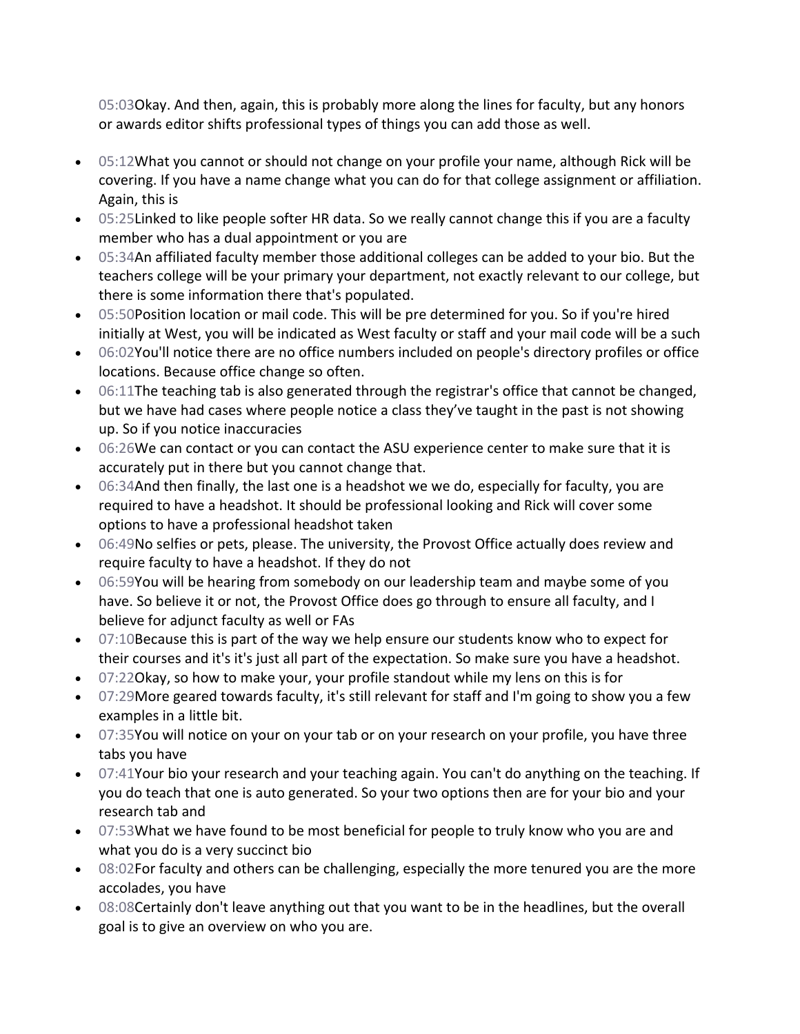05:03Okay. And then, again, this is probably more along the lines for faculty, but any honors or awards editor shifts professional types of things you can add those as well.

- 05:12What you cannot or should not change on your profile your name, although Rick will be covering. If you have a name change what you can do for that college assignment or affiliation. Again, this is
- 05:25Linked to like people softer HR data. So we really cannot change this if you are a faculty member who has a dual appointment or you are
- 05:34An affiliated faculty member those additional colleges can be added to your bio. But the teachers college will be your primary your department, not exactly relevant to our college, but there is some information there that's populated.
- 05:50Position location or mail code. This will be pre determined for you. So if you're hired initially at West, you will be indicated as West faculty or staff and your mail code will be a such
- 06:02You'll notice there are no office numbers included on people's directory profiles or office locations. Because office change so often.
- 06:11The teaching tab is also generated through the registrar's office that cannot be changed, but we have had cases where people notice a class they've taught in the past is not showing up. So if you notice inaccuracies
- 06:26We can contact or you can contact the ASU experience center to make sure that it is accurately put in there but you cannot change that.
- 06:34And then finally, the last one is a headshot we we do, especially for faculty, you are required to have a headshot. It should be professional looking and Rick will cover some options to have a professional headshot taken
- 06:49No selfies or pets, please. The university, the Provost Office actually does review and require faculty to have a headshot. If they do not
- 06:59You will be hearing from somebody on our leadership team and maybe some of you have. So believe it or not, the Provost Office does go through to ensure all faculty, and I believe for adjunct faculty as well or FAs
- 07:10Because this is part of the way we help ensure our students know who to expect for their courses and it's it's just all part of the expectation. So make sure you have a headshot.
- 07:22Okay, so how to make your, your profile standout while my lens on this is for
- 07:29More geared towards faculty, it's still relevant for staff and I'm going to show you a few examples in a little bit.
- 07:35You will notice on your on your tab or on your research on your profile, you have three tabs you have
- 07:41Your bio your research and your teaching again. You can't do anything on the teaching. If you do teach that one is auto generated. So your two options then are for your bio and your research tab and
- 07:53What we have found to be most beneficial for people to truly know who you are and what you do is a very succinct bio
- 08:02For faculty and others can be challenging, especially the more tenured you are the more accolades, you have
- 08:08Certainly don't leave anything out that you want to be in the headlines, but the overall goal is to give an overview on who you are.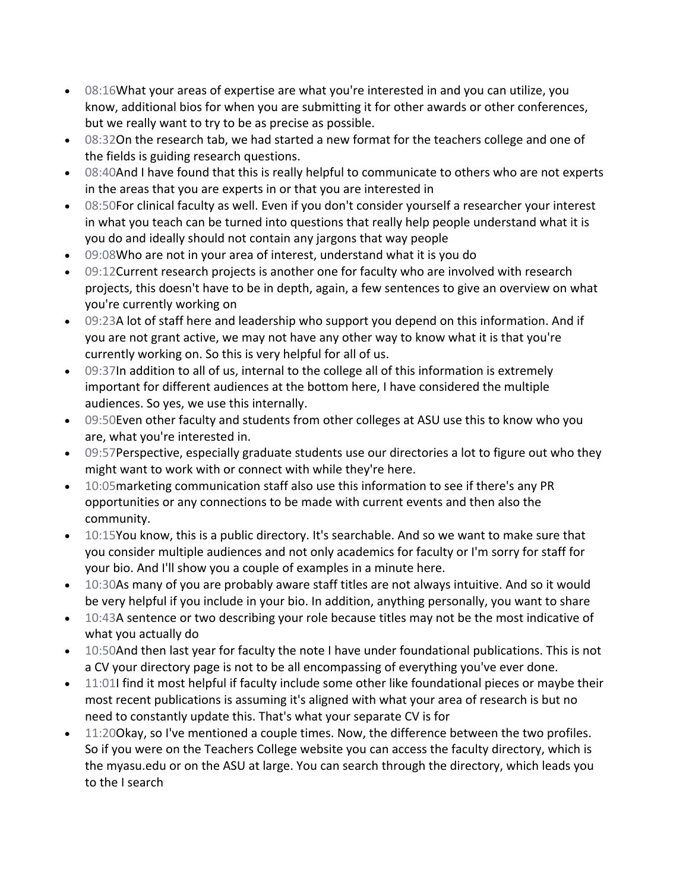- 08:16What your areas of expertise are what you're interested in and you can utilize, you know, additional bios for when you are submitting it for other awards or other conferences, but we really want to try to be as precise as possible.
- 08:32On the research tab, we had started a new format for the teachers college and one of the fields is guiding research questions.
- 08:40And I have found that this is really helpful to communicate to others who are not experts in the areas that you are experts in or that you are interested in
- 08:50For clinical faculty as well. Even if you don't consider yourself a researcher your interest in what you teach can be turned into questions that really help people understand what it is you do and ideally should not contain any jargons that way people
- 09:08Who are not in your area of interest, understand what it is you do
- 09:12Current research projects is another one for faculty who are involved with research projects, this doesn't have to be in depth, again, a few sentences to give an overview on what you're currently working on
- 09:23A lot of staff here and leadership who support you depend on this information. And if you are not grant active, we may not have any other way to know what it is that you're currently working on. So this is very helpful for all of us.
- 09:37In addition to all of us, internal to the college all of this information is extremely important for different audiences at the bottom here, I have considered the multiple audiences. So yes, we use this internally.
- 09:50Even other faculty and students from other colleges at ASU use this to know who you are, what you're interested in.
- 09:57Perspective, especially graduate students use our directories a lot to figure out who they might want to work with or connect with while they're here.
- 10:05marketing communication staff also use this information to see if there's any PR opportunities or any connections to be made with current events and then also the community.
- 10:15You know, this is a public directory. It's searchable. And so we want to make sure that you consider multiple audiences and not only academics for faculty or I'm sorry for staff for your bio. And I'll show you a couple of examples in a minute here.
- 10:30As many of you are probably aware staff titles are not always intuitive. And so it would be very helpful if you include in your bio. In addition, anything personally, you want to share
- 10:43A sentence or two describing your role because titles may not be the most indicative of what you actually do
- 10:50And then last year for faculty the note I have under foundational publications. This is not a CV your directory page is not to be all encompassing of everything you've ever done.
- 11:01I find it most helpful if faculty include some other like foundational pieces or maybe their most recent publications is assuming it's aligned with what your area of research is but no need to constantly update this. That's what your separate CV is for
- 11:20Okay, so I've mentioned a couple times. Now, the difference between the two profiles. So if you were on the Teachers College website you can access the faculty directory, which is the myasu.edu or on the ASU at large. You can search through the directory, which leads you to the I search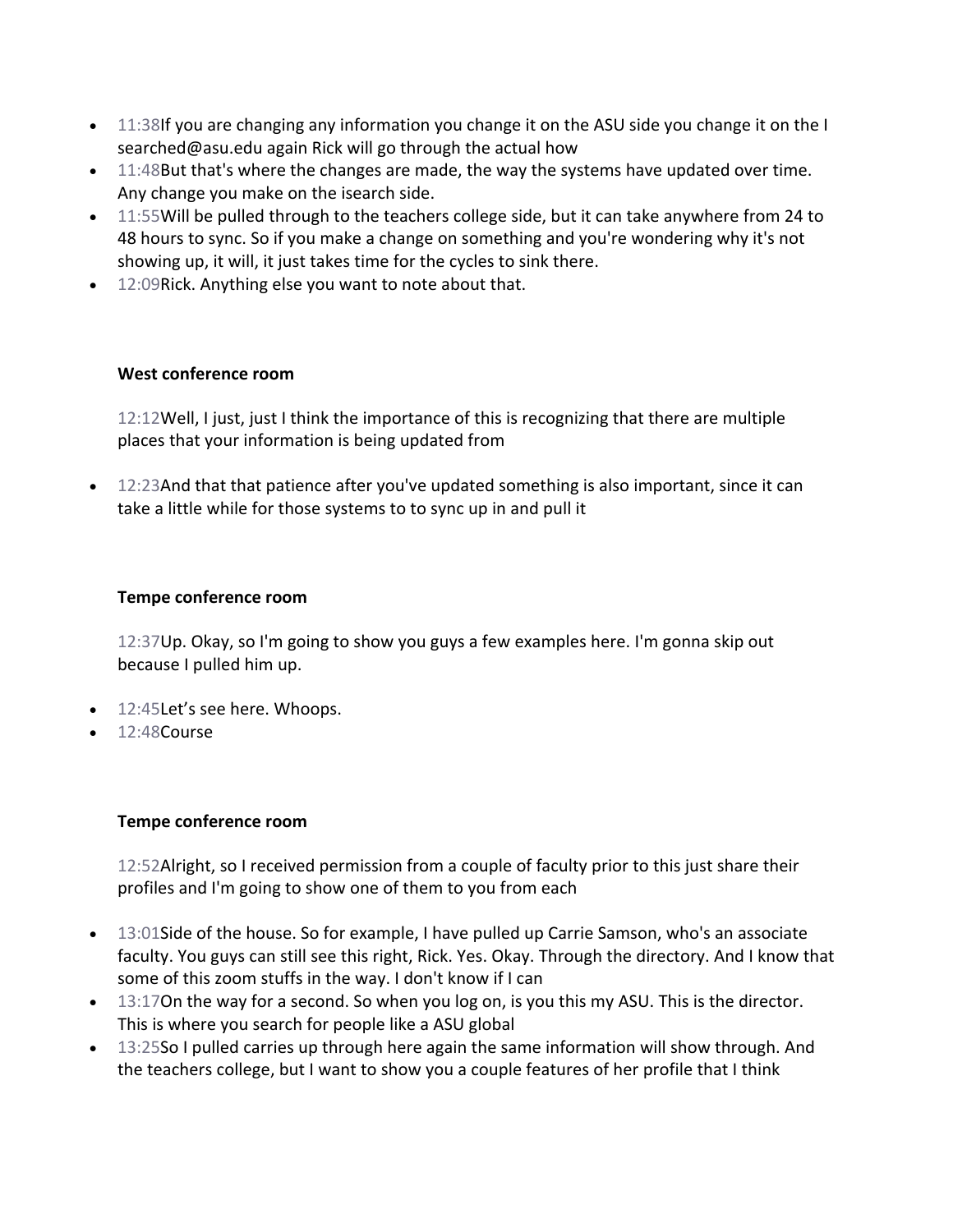- 11:38If you are changing any information you change it on the ASU side you change it on the I searched@asu.edu again Rick will go through the actual how
- 11:48But that's where the changes are made, the way the systems have updated over time. Any change you make on the isearch side.
- 11:55Will be pulled through to the teachers college side, but it can take anywhere from 24 to 48 hours to sync. So if you make a change on something and you're wondering why it's not showing up, it will, it just takes time for the cycles to sink there.
- 12:09Rick. Anything else you want to note about that.

**West conference room**

12:12Well, I just, just I think the importance of this is recognizing that there are multiple places that your information is being updated from

- 12:23And that that patience after you've updated something is also important, since it can take a little while for those systems to to sync up in and pull it

**Tempe conference room**

12:37Up. Okay, so I'm going to show you guys a few examples here. I'm gonna skip out because I pulled him up.

- 12:45Let's see here. Whoops.
- 12:48Course

**Tempe conference room**

12:52Alright, so I received permission from a couple of faculty prior to this just share their profiles and I'm going to show one of them to you from each

- 13:01Side of the house. So for example, I have pulled up Carrie Samson, who's an associate faculty. You guys can still see this right, Rick. Yes. Okay. Through the directory. And I know that some of this zoom stuffs in the way. I don't know if I can
- 13:17On the way for a second. So when you log on, is you this my ASU. This is the director. This is where you search for people like a ASU global
- 13:25So I pulled carries up through here again the same information will show through. And the teachers college, but I want to show you a couple features of her profile that I think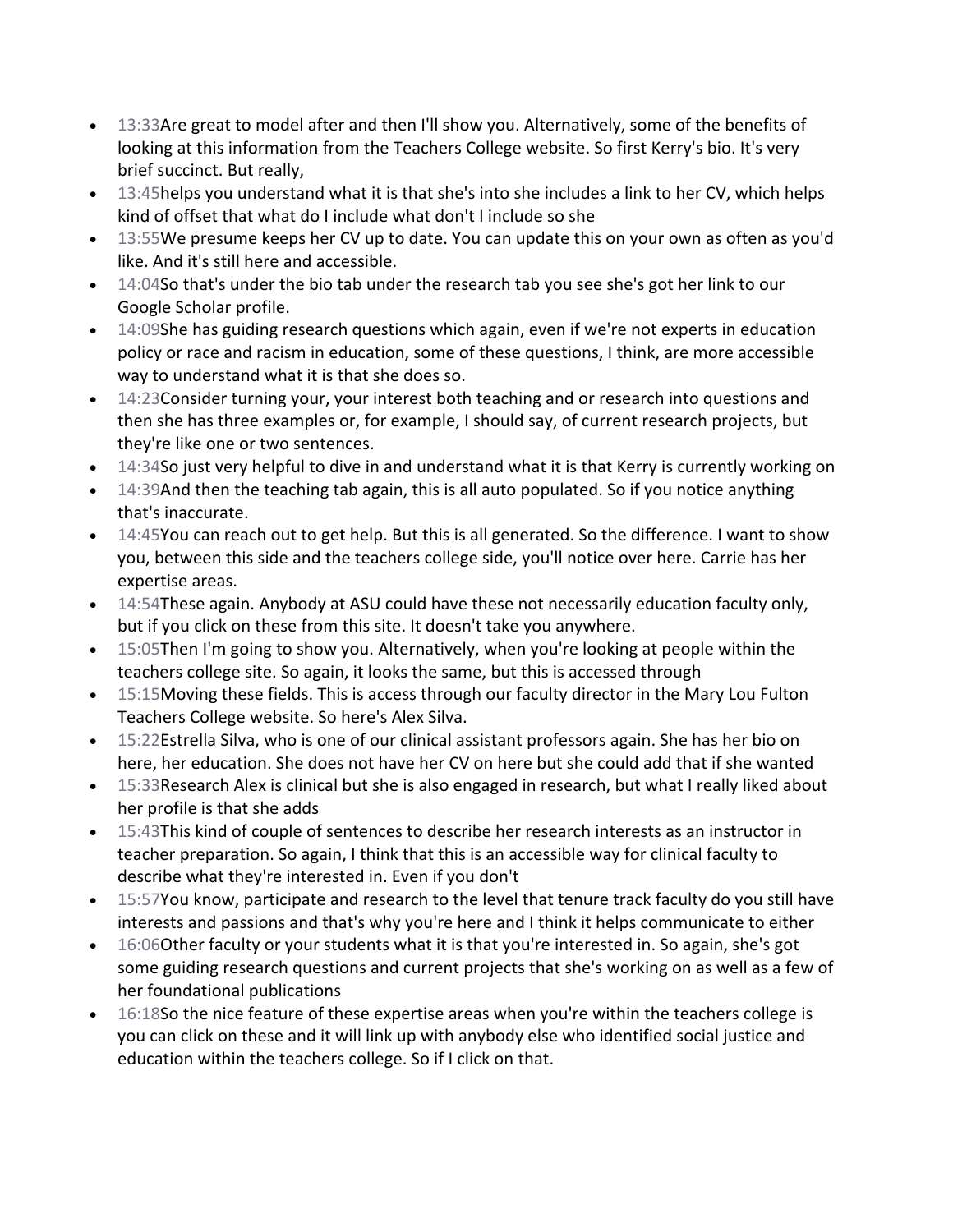- 13:33Are great to model after and then I'll show you. Alternatively, some of the benefits of looking at this information from the Teachers College website. So first Kerry's bio. It's very brief succinct. But really,
- 13:45helps you understand what it is that she's into she includes a link to her CV, which helps kind of offset that what do I include what don't I include so she
- 13:55We presume keeps her CV up to date. You can update this on your own as often as you'd like. And it's still here and accessible.
- 14:04So that's under the bio tab under the research tab you see she's got her link to our Google Scholar profile.
- 14:09She has guiding research questions which again, even if we're not experts in education policy or race and racism in education, some of these questions, I think, are more accessible way to understand what it is that she does so.
- 14:23Consider turning your, your interest both teaching and or research into questions and then she has three examples or, for example, I should say, of current research projects, but they're like one or two sentences.
- 14:34So just very helpful to dive in and understand what it is that Kerry is currently working on
- 14:39And then the teaching tab again, this is all auto populated. So if you notice anything that's inaccurate.
- 14:45You can reach out to get help. But this is all generated. So the difference. I want to show you, between this side and the teachers college side, you'll notice over here. Carrie has her expertise areas.
- 14:54These again. Anybody at ASU could have these not necessarily education faculty only, but if you click on these from this site. It doesn't take you anywhere.
- 15:05Then I'm going to show you. Alternatively, when you're looking at people within the teachers college site. So again, it looks the same, but this is accessed through
- 15:15Moving these fields. This is access through our faculty director in the Mary Lou Fulton Teachers College website. So here's Alex Silva.
- 15:22Estrella Silva, who is one of our clinical assistant professors again. She has her bio on here, her education. She does not have her CV on here but she could add that if she wanted
- 15:33Research Alex is clinical but she is also engaged in research, but what I really liked about her profile is that she adds
- 15:43This kind of couple of sentences to describe her research interests as an instructor in teacher preparation. So again, I think that this is an accessible way for clinical faculty to describe what they're interested in. Even if you don't
- 15:57You know, participate and research to the level that tenure track faculty do you still have interests and passions and that's why you're here and I think it helps communicate to either
- 16:06Other faculty or your students what it is that you're interested in. So again, she's got some guiding research questions and current projects that she's working on as well as a few of her foundational publications
- 16:18So the nice feature of these expertise areas when you're within the teachers college is you can click on these and it will link up with anybody else who identified social justice and education within the teachers college. So if I click on that.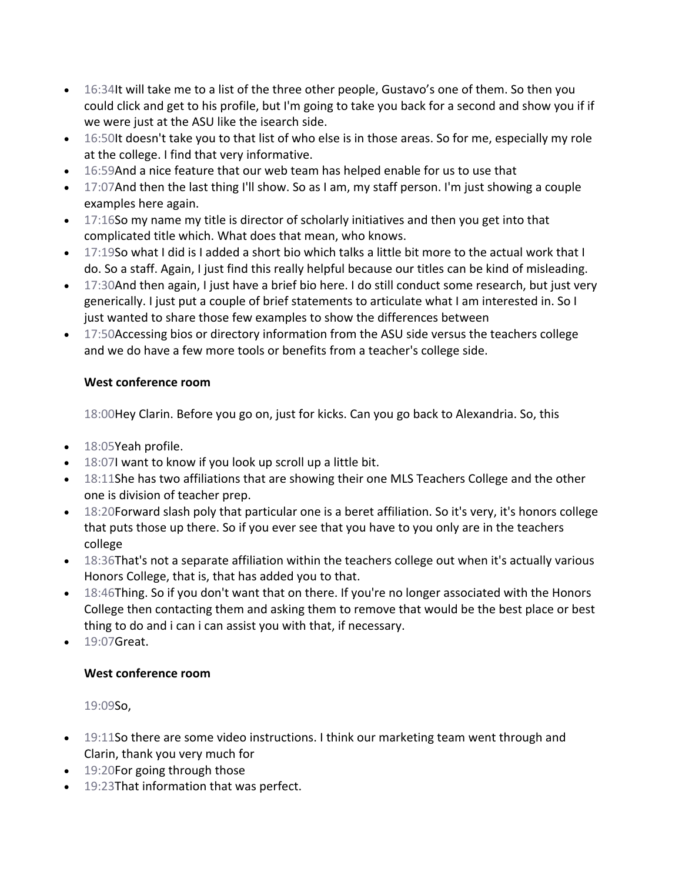- 16:34It will take me to a list of the three other people, Gustavo's one of them. So then you could click and get to his profile, but I'm going to take you back for a second and show you if if we were just at the ASU like the isearch side.
- 16:50It doesn't take you to that list of who else is in those areas. So for me, especially my role at the college. I find that very informative.
- 16:59And a nice feature that our web team has helped enable for us to use that
- 17:07And then the last thing I'll show. So as I am, my staff person. I'm just showing a couple examples here again.
- 17:16So my name my title is director of scholarly initiatives and then you get into that complicated title which. What does that mean, who knows.
- 17:19So what I did is I added a short bio which talks a little bit more to the actual work that I do. So a staff. Again, I just find this really helpful because our titles can be kind of misleading.
- 17:30And then again, I just have a brief bio here. I do still conduct some research, but just very generically. I just put a couple of brief statements to articulate what I am interested in. So I just wanted to share those few examples to show the differences between
- 17:50Accessing bios or directory information from the ASU side versus the teachers college and we do have a few more tools or benefits from a teacher's college side.

**West conference room**

18:00Hey Clarin. Before you go on, just for kicks. Can you go back to Alexandria. So, this

- 18:05Yeah profile.
- 18:07I want to know if you look up scroll up a little bit.
- 18:11She has two affiliations that are showing their one MLS Teachers College and the other one is division of teacher prep.
- 18:20Forward slash poly that particular one is a beret affiliation. So it's very, it's honors college that puts those up there. So if you ever see that you have to you only are in the teachers college
- 18:36That's not a separate affiliation within the teachers college out when it's actually various Honors College, that is, that has added you to that.
- 18:46Thing. So if you don't want that on there. If you're no longer associated with the Honors College then contacting them and asking them to remove that would be the best place or best thing to do and i can i can assist you with that, if necessary.
- 19:07Great.

**West conference room**

19:09So,

- 19:11So there are some video instructions. I think our marketing team went through and Clarin, thank you very much for
- 19:20For going through those
- 19:23That information that was perfect.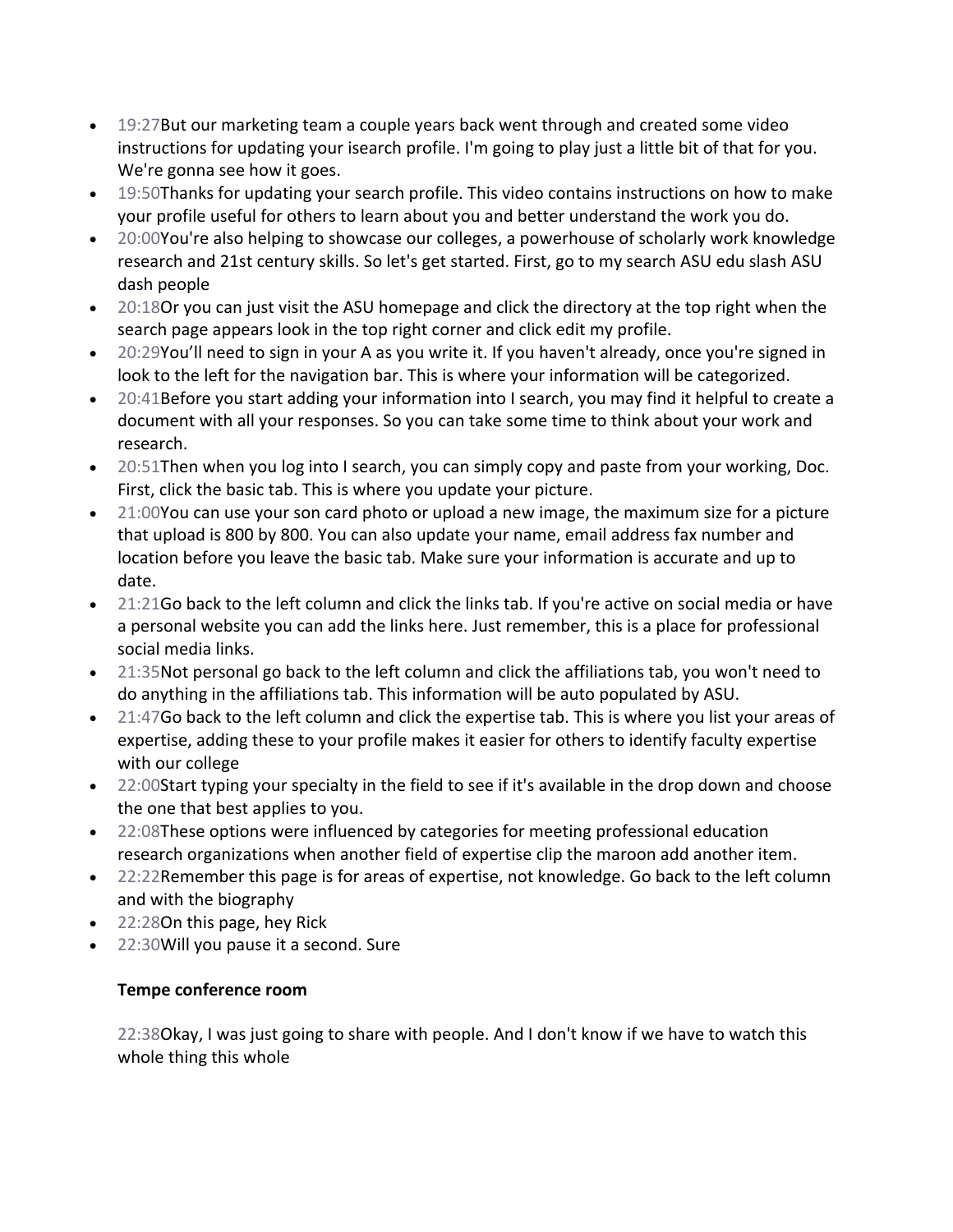- 19:27But our marketing team a couple years back went through and created some video instructions for updating your isearch profile. I'm going to play just a little bit of that for you. We're gonna see how it goes.
- 19:50Thanks for updating your search profile. This video contains instructions on how to make your profile useful for others to learn about you and better understand the work you do.
- 20:00You're also helping to showcase our colleges, a powerhouse of scholarly work knowledge research and 21st century skills. So let's get started. First, go to my search ASU edu slash ASU dash people
- 20:18Or you can just visit the ASU homepage and click the directory at the top right when the search page appears look in the top right corner and click edit my profile.
- 20:29You'll need to sign in your A as you write it. If you haven't already, once you're signed in look to the left for the navigation bar. This is where your information will be categorized.
- 20:41Before you start adding your information into I search, you may find it helpful to create a document with all your responses. So you can take some time to think about your work and research.
- 20:51Then when you log into I search, you can simply copy and paste from your working, Doc. First, click the basic tab. This is where you update your picture.
- 21:00You can use your son card photo or upload a new image, the maximum size for a picture that upload is 800 by 800. You can also update your name, email address fax number and location before you leave the basic tab. Make sure your information is accurate and up to date.
- 21:21Go back to the left column and click the links tab. If you're active on social media or have a personal website you can add the links here. Just remember, this is a place for professional social media links.
- 21:35Not personal go back to the left column and click the affiliations tab, you won't need to do anything in the affiliations tab. This information will be auto populated by ASU.
- 21:47Go back to the left column and click the expertise tab. This is where you list your areas of expertise, adding these to your profile makes it easier for others to identify faculty expertise with our college
- 22:00Start typing your specialty in the field to see if it's available in the drop down and choose the one that best applies to you.
- 22:08These options were influenced by categories for meeting professional education research organizations when another field of expertise clip the maroon add another item.
- 22:22Remember this page is for areas of expertise, not knowledge. Go back to the left column and with the biography
- 22:28On this page, hey Rick
- 22:30Will you pause it a second. Sure

**Tempe conference room**

22:38Okay, I was just going to share with people. And I don't know if we have to watch this whole thing this whole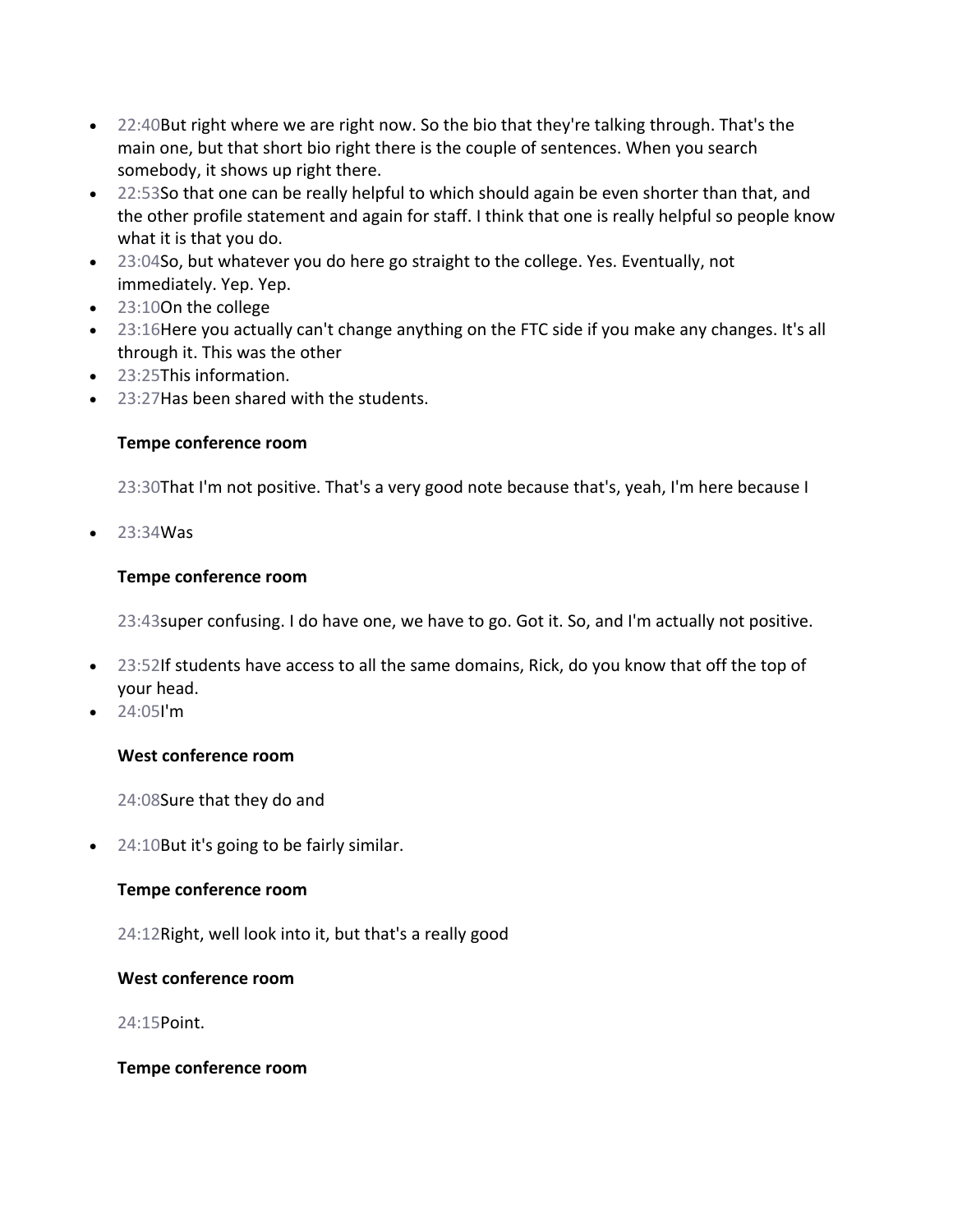- 22:40But right where we are right now. So the bio that they're talking through. That's the main one, but that short bio right there is the couple of sentences. When you search somebody, it shows up right there.
- 22:53So that one can be really helpful to which should again be even shorter than that, and the other profile statement and again for staff. I think that one is really helpful so people know what it is that you do.
- 23:04So, but whatever you do here go straight to the college. Yes. Eventually, not immediately. Yep. Yep.
- 23:10On the college
- 23:16Here you actually can't change anything on the FTC side if you make any changes. It's all through it. This was the other
- 23:25This information.
- 23:27Has been shared with the students.

**Tempe conference room**

23:30That I'm not positive. That's a very good note because that's, yeah, I'm here because I

- 23:34Was

**Tempe conference room**

23:43super confusing. I do have one, we have to go. Got it. So, and I'm actually not positive.

- 23:52If students have access to all the same domains, Rick, do you know that off the top of your head.
- 24:05I'm

**West conference room**

24:08Sure that they do and

- 24:10But it's going to be fairly similar.

**Tempe conference room**

24:12Right, well look into it, but that's a really good

**West conference room**

24:15Point.

**Tempe conference room**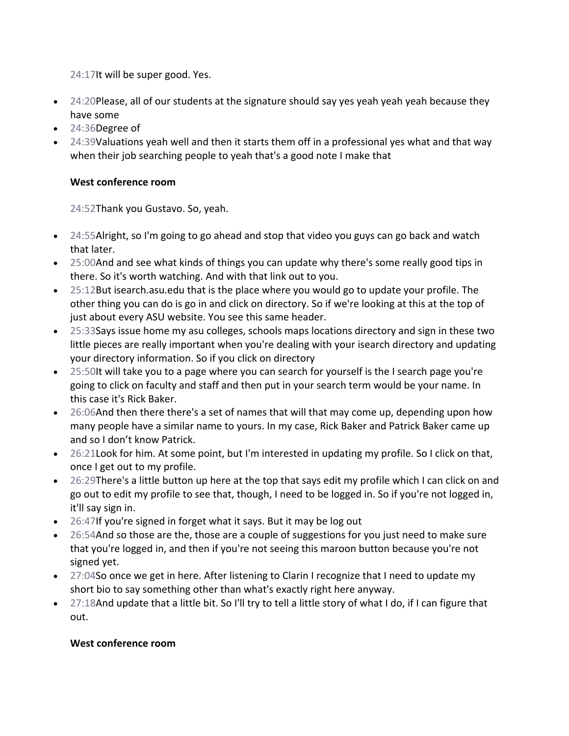24:17It will be super good. Yes.

- 24:20Please, all of our students at the signature should say yes yeah yeah yeah because they have some
- 24:36Degree of
- 24:39Valuations yeah well and then it starts them off in a professional yes what and that way when their job searching people to yeah that's a good note I make that

**West conference room**

24:52Thank you Gustavo. So, yeah.

- 24:55Alright, so I'm going to go ahead and stop that video you guys can go back and watch that later.
- 25:00And and see what kinds of things you can update why there's some really good tips in there. So it's worth watching. And with that link out to you.
- 25:12But isearch.asu.edu that is the place where you would go to update your profile. The other thing you can do is go in and click on directory. So if we're looking at this at the top of just about every ASU website. You see this same header.
- 25:33Says issue home my asu colleges, schools maps locations directory and sign in these two little pieces are really important when you're dealing with your isearch directory and updating your directory information. So if you click on directory
- 25:50It will take you to a page where you can search for yourself is the I search page you're going to click on faculty and staff and then put in your search term would be your name. In this case it's Rick Baker.
- 26:06And then there there's a set of names that will that may come up, depending upon how many people have a similar name to yours. In my case, Rick Baker and Patrick Baker came up and so I don't know Patrick.
- 26:21Look for him. At some point, but I'm interested in updating my profile. So I click on that, once I get out to my profile.
- 26:29There's a little button up here at the top that says edit my profile which I can click on and go out to edit my profile to see that, though, I need to be logged in. So if you're not logged in, it'll say sign in.
- 26:47If you're signed in forget what it says. But it may be log out
- 26:54And so those are the, those are a couple of suggestions for you just need to make sure that you're logged in, and then if you're not seeing this maroon button because you're not signed yet.
- 27:04So once we get in here. After listening to Clarin I recognize that I need to update my short bio to say something other than what's exactly right here anyway.
- 27:18And update that a little bit. So I'll try to tell a little story of what I do, if I can figure that out.

**West conference room**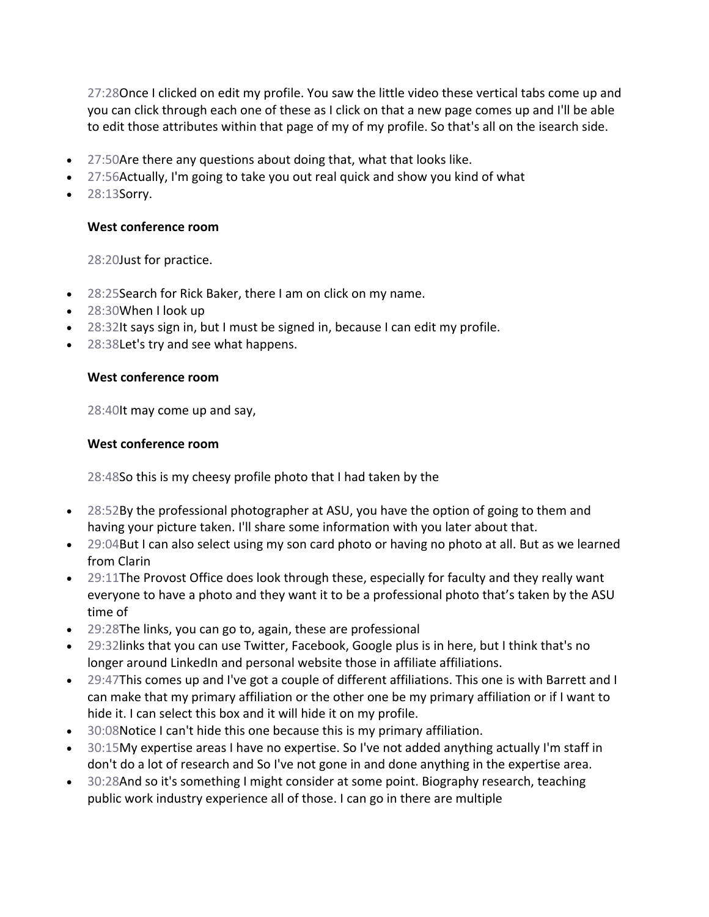27:28Once I clicked on edit my profile. You saw the little video these vertical tabs come up and you can click through each one of these as I click on that a new page comes up and I'll be able to edit those attributes within that page of my of my profile. So that's all on the isearch side.

- 27:50Are there any questions about doing that, what that looks like.
- 27:56Actually, I'm going to take you out real quick and show you kind of what
- 28:13Sorry.

**West conference room**

28:20Just for practice.

- 28:25Search for Rick Baker, there I am on click on my name.
- 28:30When I look up
- 28:32It says sign in, but I must be signed in, because I can edit my profile.
- 28:38Let's try and see what happens.

**West conference room**

28:40It may come up and say,

**West conference room**

28:48So this is my cheesy profile photo that I had taken by the

- 28:52By the professional photographer at ASU, you have the option of going to them and having your picture taken. I'll share some information with you later about that.
- 29:04But I can also select using my son card photo or having no photo at all. But as we learned from Clarin
- 29:11The Provost Office does look through these, especially for faculty and they really want everyone to have a photo and they want it to be a professional photo that's taken by the ASU time of
- 29:28The links, you can go to, again, these are professional
- 29:32links that you can use Twitter, Facebook, Google plus is in here, but I think that's no longer around LinkedIn and personal website those in affiliate affiliations.
- 29:47This comes up and I've got a couple of different affiliations. This one is with Barrett and I can make that my primary affiliation or the other one be my primary affiliation or if I want to hide it. I can select this box and it will hide it on my profile.
- 30:08Notice I can't hide this one because this is my primary affiliation.
- 30:15My expertise areas I have no expertise. So I've not added anything actually I'm staff in don't do a lot of research and So I've not gone in and done anything in the expertise area.
- 30:28And so it's something I might consider at some point. Biography research, teaching public work industry experience all of those. I can go in there are multiple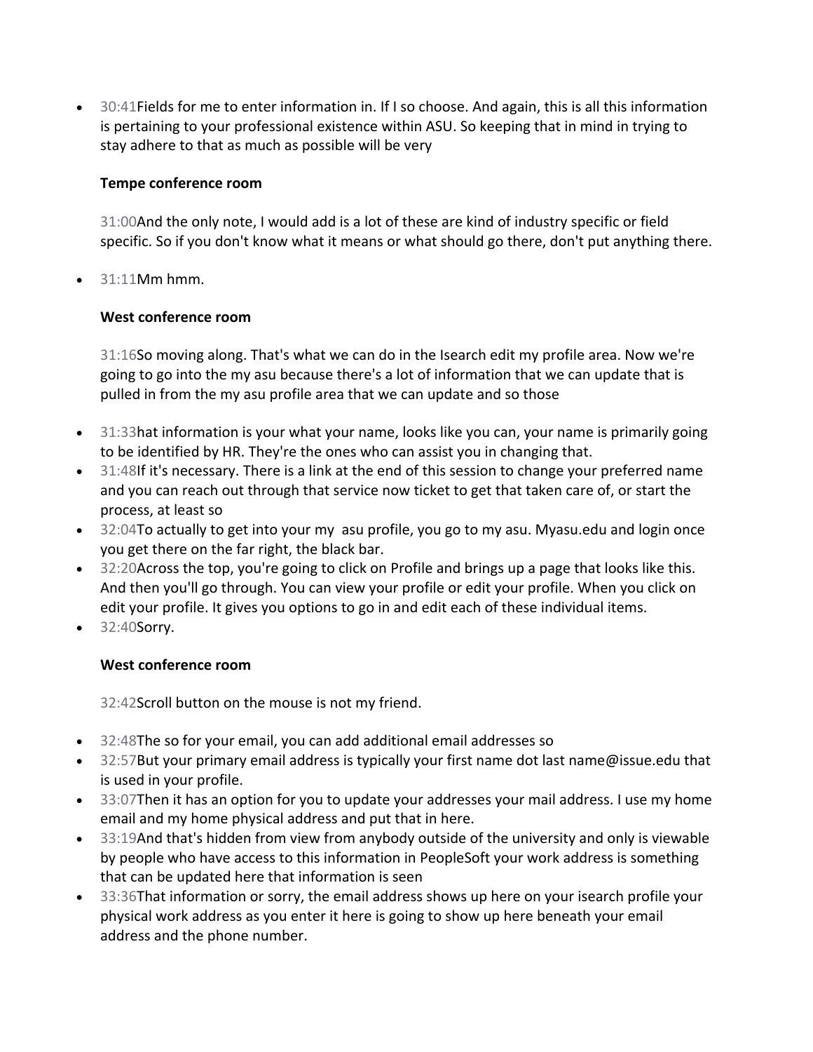- 30:41Fields for me to enter information in. If I so choose. And again, this is all this information is pertaining to your professional existence within ASU. So keeping that in mind in trying to stay adhere to that as much as possible will be very

**Tempe conference room**

31:00And the only note, I would add is a lot of these are kind of industry specific or field specific. So if you don't know what it means or what should go there, don't put anything there.

- 31:11Mm hmm.

**West conference room**

31:16So moving along. That's what we can do in the Isearch edit my profile area. Now we're going to go into the my asu because there's a lot of information that we can update that is pulled in from the my asu profile area that we can update and so those

- 31:33hat information is your what your name, looks like you can, your name is primarily going to be identified by HR. They're the ones who can assist you in changing that.
- 31:48If it's necessary. There is a link at the end of this session to change your preferred name and you can reach out through that service now ticket to get that taken care of, or start the process, at least so
- 32:04To actually to get into your my asu profile, you go to my asu. Myasu.edu and login once you get there on the far right, the black bar.
- 32:20Across the top, you're going to click on Profile and brings up a page that looks like this. And then you'll go through. You can view your profile or edit your profile. When you click on edit your profile. It gives you options to go in and edit each of these individual items.
- 32:40Sorry.

**West conference room**

32:42Scroll button on the mouse is not my friend.

- 32:48The so for your email, you can add additional email addresses so
- 32:57But your primary email address is typically your first name dot last name@issue.edu that is used in your profile.
- 33:07Then it has an option for you to update your addresses your mail address. I use my home email and my home physical address and put that in here.
- 33:19And that's hidden from view from anybody outside of the university and only is viewable by people who have access to this information in PeopleSoft your work address is something that can be updated here that information is seen
- 33:36That information or sorry, the email address shows up here on your isearch profile your physical work address as you enter it here is going to show up here beneath your email address and the phone number.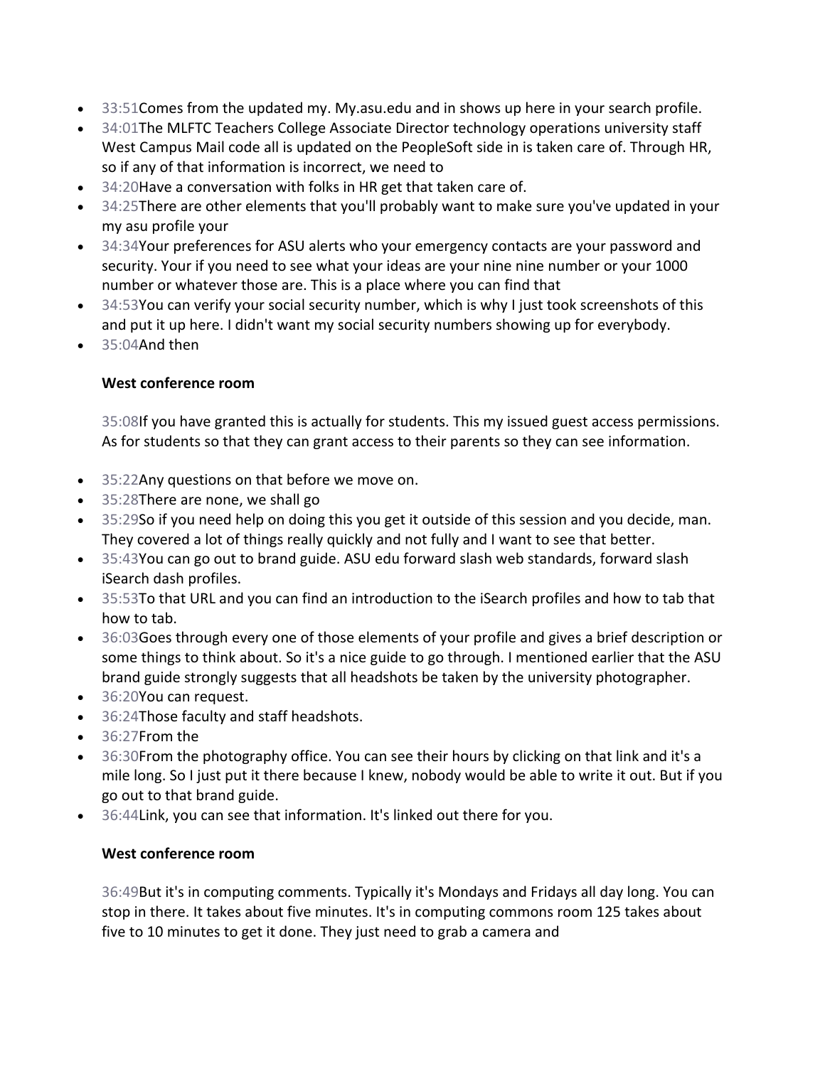- 33:51Comes from the updated my. My.asu.edu and in shows up here in your search profile.
- 34:01The MLFTC Teachers College Associate Director technology operations university staff West Campus Mail code all is updated on the PeopleSoft side in is taken care of. Through HR, so if any of that information is incorrect, we need to
- 34:20Have a conversation with folks in HR get that taken care of.
- 34:25There are other elements that you'll probably want to make sure you've updated in your my asu profile your
- 34:34Your preferences for ASU alerts who your emergency contacts are your password and security. Your if you need to see what your ideas are your nine nine number or your 1000 number or whatever those are. This is a place where you can find that
- 34:53You can verify your social security number, which is why I just took screenshots of this and put it up here. I didn't want my social security numbers showing up for everybody.
- 35:04And then

**West conference room**

35:08If you have granted this is actually for students. This my issued guest access permissions. As for students so that they can grant access to their parents so they can see information.

- 35:22Any questions on that before we move on.
- 35:28There are none, we shall go
- 35:29So if you need help on doing this you get it outside of this session and you decide, man. They covered a lot of things really quickly and not fully and I want to see that better.
- 35:43You can go out to brand guide. ASU edu forward slash web standards, forward slash iSearch dash profiles.
- 35:53To that URL and you can find an introduction to the iSearch profiles and how to tab that how to tab.
- 36:03Goes through every one of those elements of your profile and gives a brief description or some things to think about. So it's a nice guide to go through. I mentioned earlier that the ASU brand guide strongly suggests that all headshots be taken by the university photographer.
- 36:20You can request.
- 36:24Those faculty and staff headshots.
- 36:27From the
- 36:30From the photography office. You can see their hours by clicking on that link and it's a mile long. So I just put it there because I knew, nobody would be able to write it out. But if you go out to that brand guide.
- 36:44Link, you can see that information. It's linked out there for you.

**West conference room**

36:49But it's in computing comments. Typically it's Mondays and Fridays all day long. You can stop in there. It takes about five minutes. It's in computing commons room 125 takes about five to 10 minutes to get it done. They just need to grab a camera and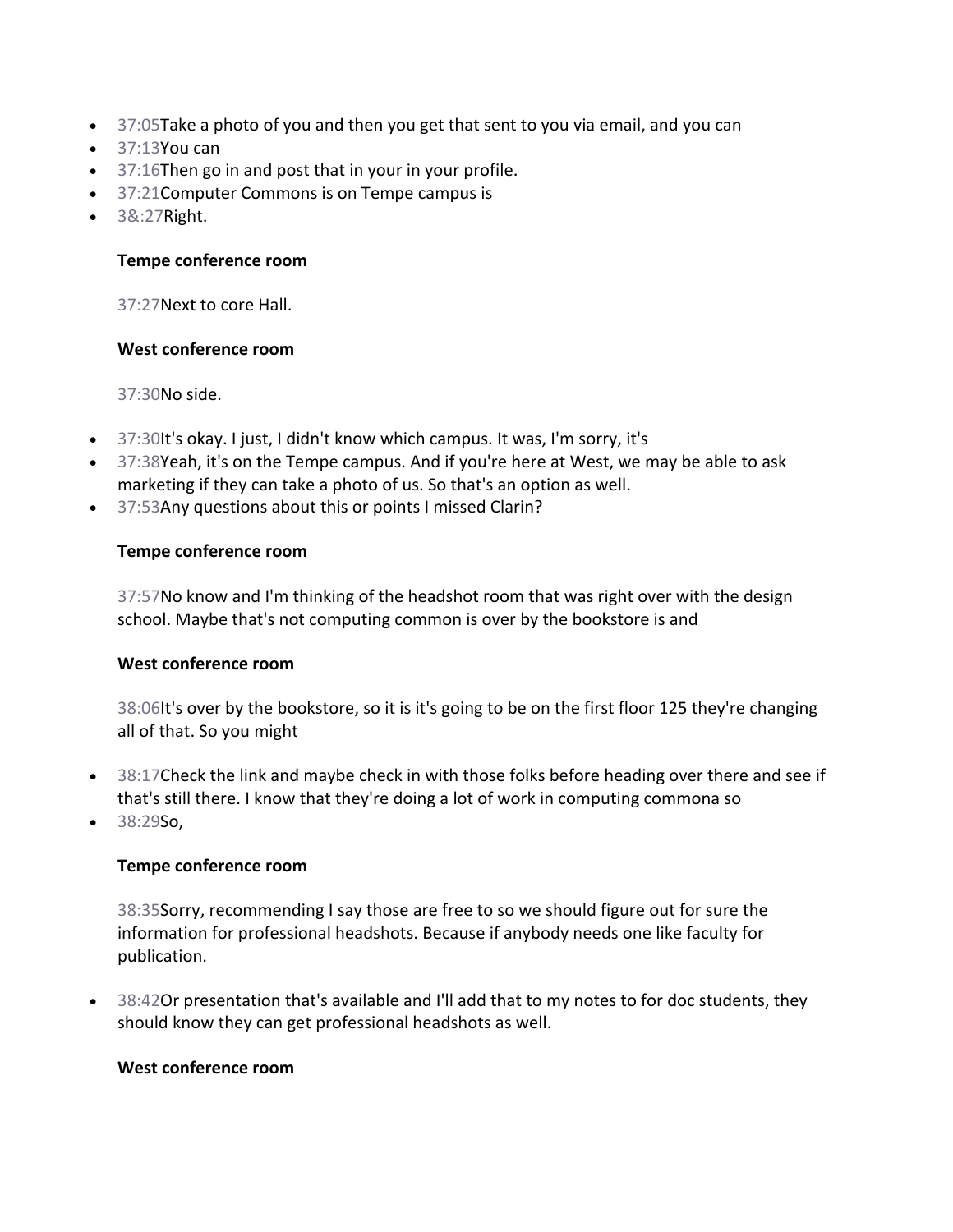- 37:05Take a photo of you and then you get that sent to you via email, and you can
- 37:13You can
- 37:16Then go in and post that in your in your profile.
- 37:21Computer Commons is on Tempe campus is
- 3&:27Right.

**Tempe conference room**

37:27Next to core Hall.

**West conference room**

37:30No side.

- 37:30It's okay. I just, I didn't know which campus. It was, I'm sorry, it's
- 37:38Yeah, it's on the Tempe campus. And if you're here at West, we may be able to ask marketing if they can take a photo of us. So that's an option as well.
- 37:53Any questions about this or points I missed Clarin?

**Tempe conference room**

37:57No know and I'm thinking of the headshot room that was right over with the design school. Maybe that's not computing common is over by the bookstore is and

**West conference room**

38:06It's over by the bookstore, so it is it's going to be on the first floor 125 they're changing all of that. So you might

- 38:17Check the link and maybe check in with those folks before heading over there and see if that's still there. I know that they're doing a lot of work in computing commona so
- 38:29So,

**Tempe conference room**

38:35Sorry, recommending I say those are free to so we should figure out for sure the information for professional headshots. Because if anybody needs one like faculty for publication.

- 38:42Or presentation that's available and I'll add that to my notes to for doc students, they should know they can get professional headshots as well.

**West conference room**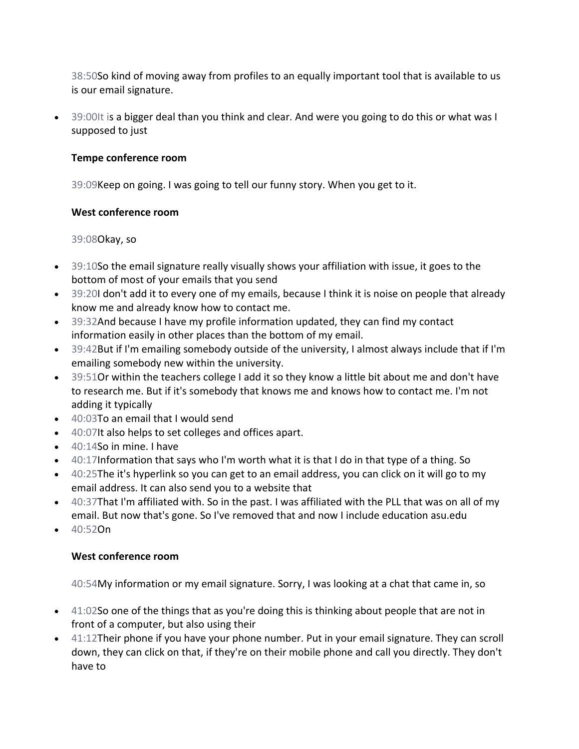38:50So kind of moving away from profiles to an equally important tool that is available to us is our email signature.

- 39:00It is a bigger deal than you think and clear. And were you going to do this or what was I supposed to just

**Tempe conference room**

39:09Keep on going. I was going to tell our funny story. When you get to it.

**West conference room**

39:08Okay, so

- 39:10So the email signature really visually shows your affiliation with issue, it goes to the bottom of most of your emails that you send
- 39:20I don't add it to every one of my emails, because I think it is noise on people that already know me and already know how to contact me.
- 39:32And because I have my profile information updated, they can find my contact information easily in other places than the bottom of my email.
- 39:42But if I'm emailing somebody outside of the university, I almost always include that if I'm emailing somebody new within the university.
- 39:51Or within the teachers college I add it so they know a little bit about me and don't have to research me. But if it's somebody that knows me and knows how to contact me. I'm not adding it typically
- 40:03To an email that I would send
- 40:07It also helps to set colleges and offices apart.
- 40:14So in mine. I have
- 40:17Information that says who I'm worth what it is that I do in that type of a thing. So
- 40:25The it's hyperlink so you can get to an email address, you can click on it will go to my email address. It can also send you to a website that
- 40:37That I'm affiliated with. So in the past. I was affiliated with the PLL that was on all of my email. But now that's gone. So I've removed that and now I include education asu.edu
- 40:52On

**West conference room**

40:54My information or my email signature. Sorry, I was looking at a chat that came in, so

- 41:02So one of the things that as you're doing this is thinking about people that are not in front of a computer, but also using their
- 41:12Their phone if you have your phone number. Put in your email signature. They can scroll down, they can click on that, if they're on their mobile phone and call you directly. They don't have to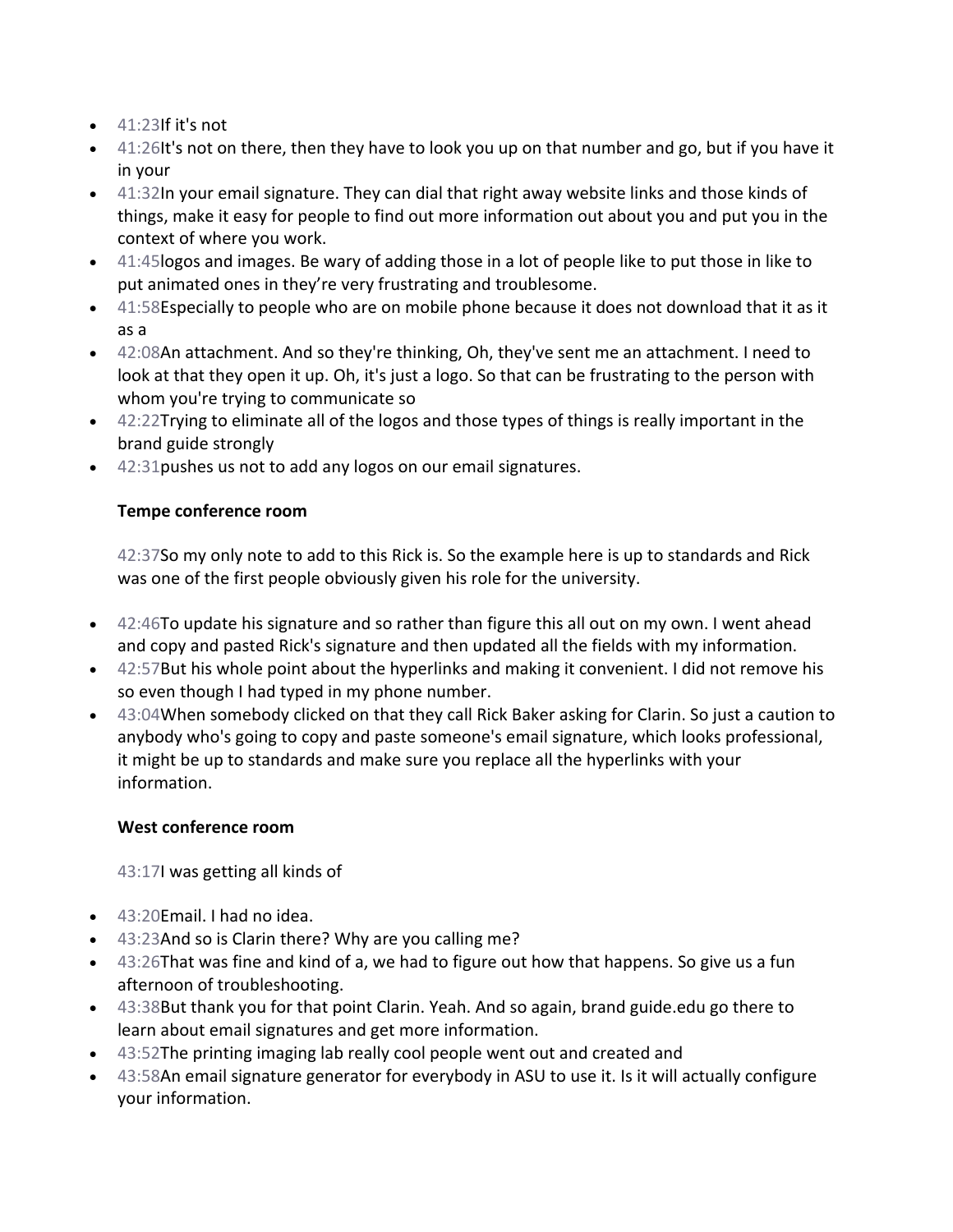- 41:23If it's not
- 41:26It's not on there, then they have to look you up on that number and go, but if you have it in your
- 41:32In your email signature. They can dial that right away website links and those kinds of things, make it easy for people to find out more information out about you and put you in the context of where you work.
- 41:45logos and images. Be wary of adding those in a lot of people like to put those in like to put animated ones in they're very frustrating and troublesome.
- 41:58Especially to people who are on mobile phone because it does not download that it as it as a
- 42:08An attachment. And so they're thinking, Oh, they've sent me an attachment. I need to look at that they open it up. Oh, it's just a logo. So that can be frustrating to the person with whom you're trying to communicate so
- 42:22Trying to eliminate all of the logos and those types of things is really important in the brand guide strongly
- 42:31pushes us not to add any logos on our email signatures.

**Tempe conference room**

42:37So my only note to add to this Rick is. So the example here is up to standards and Rick was one of the first people obviously given his role for the university.

- 42:46To update his signature and so rather than figure this all out on my own. I went ahead and copy and pasted Rick's signature and then updated all the fields with my information.
- 42:57But his whole point about the hyperlinks and making it convenient. I did not remove his so even though I had typed in my phone number.
- 43:04When somebody clicked on that they call Rick Baker asking for Clarin. So just a caution to anybody who's going to copy and paste someone's email signature, which looks professional, it might be up to standards and make sure you replace all the hyperlinks with your information.

**West conference room**

43:17I was getting all kinds of

- 43:20Email. I had no idea.
- 43:23And so is Clarin there? Why are you calling me?
- 43:26That was fine and kind of a, we had to figure out how that happens. So give us a fun afternoon of troubleshooting.
- 43:38But thank you for that point Clarin. Yeah. And so again, brand guide.edu go there to learn about email signatures and get more information.
- 43:52The printing imaging lab really cool people went out and created and
- 43:58An email signature generator for everybody in ASU to use it. Is it will actually configure your information.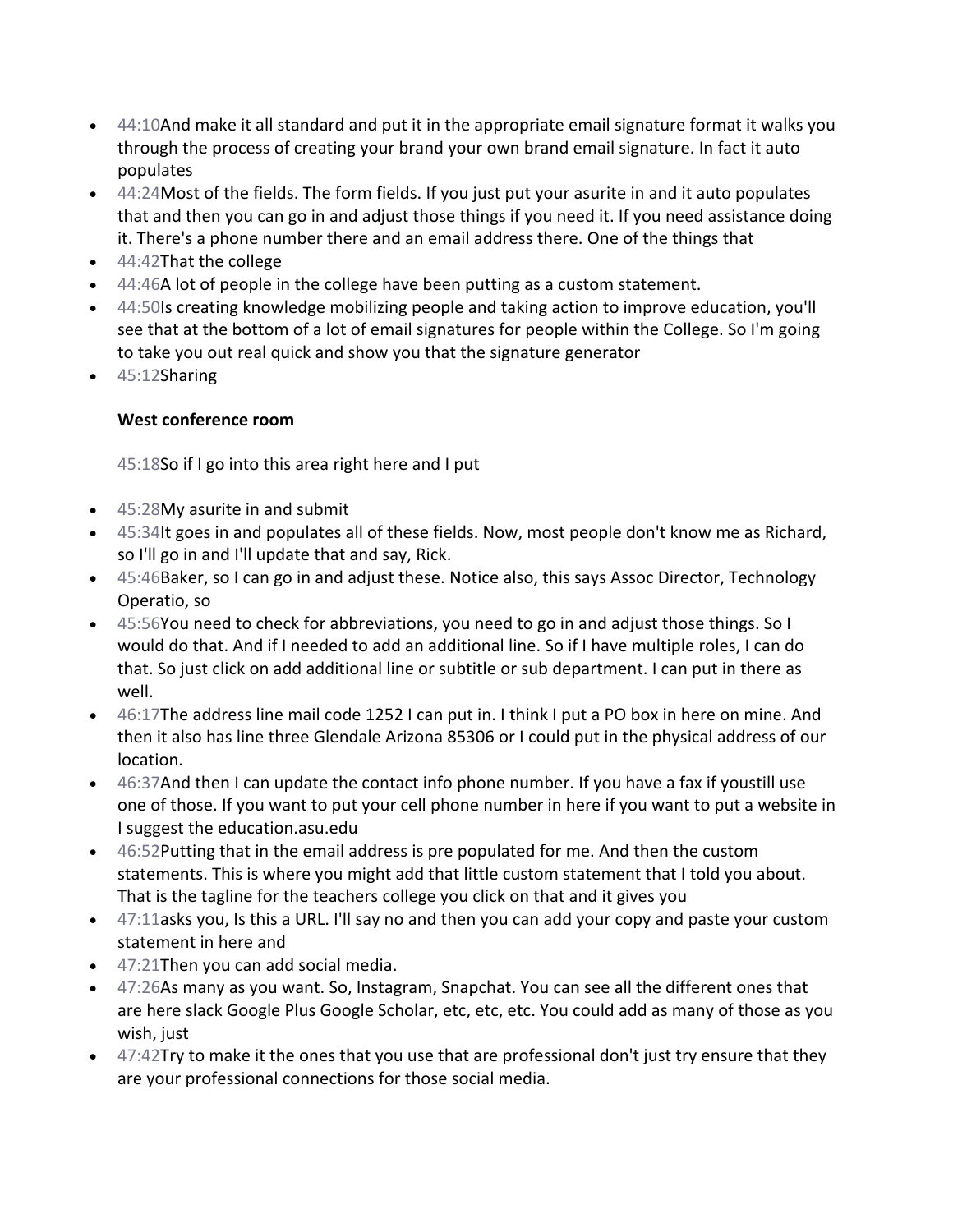- 44:10And make it all standard and put it in the appropriate email signature format it walks you through the process of creating your brand your own brand email signature. In fact it auto populates
- 44:24Most of the fields. The form fields. If you just put your asurite in and it auto populates that and then you can go in and adjust those things if you need it. If you need assistance doing it. There's a phone number there and an email address there. One of the things that
- 44:42That the college
- 44:46A lot of people in the college have been putting as a custom statement.
- 44:50Is creating knowledge mobilizing people and taking action to improve education, you'll see that at the bottom of a lot of email signatures for people within the College. So I'm going to take you out real quick and show you that the signature generator
- 45:12Sharing

**West conference room**

45:18So if I go into this area right here and I put

- 45:28My asurite in and submit
- 45:34It goes in and populates all of these fields. Now, most people don't know me as Richard, so I'll go in and I'll update that and say, Rick.
- 45:46Baker, so I can go in and adjust these. Notice also, this says Assoc Director, Technology Operatio, so
- 45:56You need to check for abbreviations, you need to go in and adjust those things. So I would do that. And if I needed to add an additional line. So if I have multiple roles, I can do that. So just click on add additional line or subtitle or sub department. I can put in there as well.
- 46:17The address line mail code 1252 I can put in. I think I put a PO box in here on mine. And then it also has line three Glendale Arizona 85306 or I could put in the physical address of our location.
- 46:37And then I can update the contact info phone number. If you have a fax if youstill use one of those. If you want to put your cell phone number in here if you want to put a website in I suggest the education.asu.edu
- 46:52Putting that in the email address is pre populated for me. And then the custom statements. This is where you might add that little custom statement that I told you about. That is the tagline for the teachers college you click on that and it gives you
- 47:11asks you, Is this a URL. I'll say no and then you can add your copy and paste your custom statement in here and
- 47:21Then you can add social media.
- 47:26As many as you want. So, Instagram, Snapchat. You can see all the different ones that are here slack Google Plus Google Scholar, etc, etc, etc. You could add as many of those as you wish, just
- 47:42Try to make it the ones that you use that are professional don't just try ensure that they are your professional connections for those social media.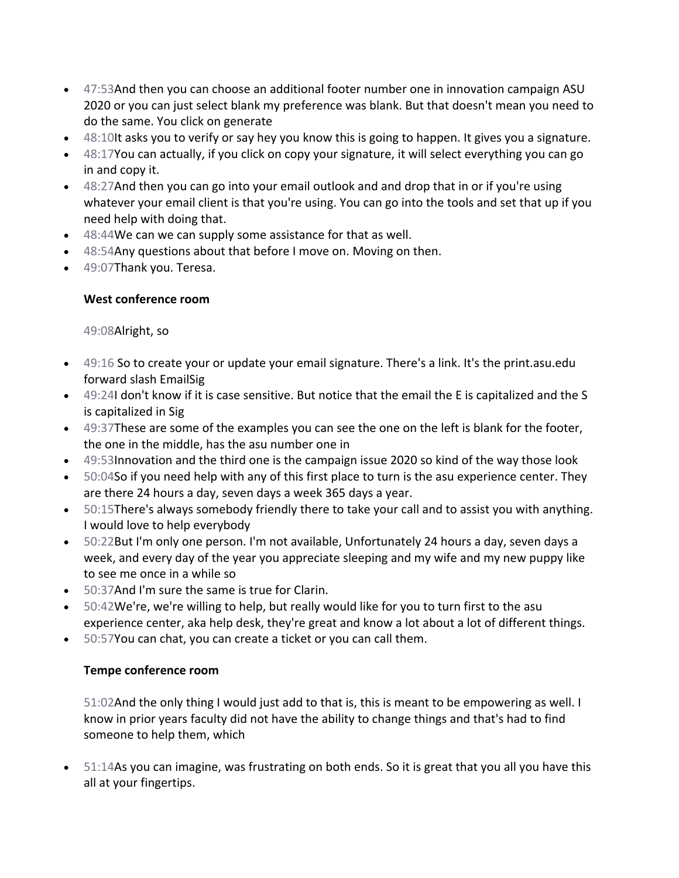- 47:53And then you can choose an additional footer number one in innovation campaign ASU 2020 or you can just select blank my preference was blank. But that doesn't mean you need to do the same. You click on generate
- 48:10It asks you to verify or say hey you know this is going to happen. It gives you a signature.
- 48:17You can actually, if you click on copy your signature, it will select everything you can go in and copy it.
- 48:27And then you can go into your email outlook and and drop that in or if you're using whatever your email client is that you're using. You can go into the tools and set that up if you need help with doing that.
- 48:44We can we can supply some assistance for that as well.
- 48:54Any questions about that before I move on. Moving on then.
- 49:07Thank you. Teresa.

**West conference room**

49:08Alright, so

- 49:16 So to create your or update your email signature. There's a link. It's the print.asu.edu forward slash EmailSig
- 49:24I don't know if it is case sensitive. But notice that the email the E is capitalized and the S is capitalized in Sig
- 49:37These are some of the examples you can see the one on the left is blank for the footer, the one in the middle, has the asu number one in
- 49:53Innovation and the third one is the campaign issue 2020 so kind of the way those look
- 50:04So if you need help with any of this first place to turn is the asu experience center. They are there 24 hours a day, seven days a week 365 days a year.
- 50:15There's always somebody friendly there to take your call and to assist you with anything. I would love to help everybody
- 50:22But I'm only one person. I'm not available, Unfortunately 24 hours a day, seven days a week, and every day of the year you appreciate sleeping and my wife and my new puppy like to see me once in a while so
- 50:37And I'm sure the same is true for Clarin.
- 50:42We're, we're willing to help, but really would like for you to turn first to the asu experience center, aka help desk, they're great and know a lot about a lot of different things.
- 50:57You can chat, you can create a ticket or you can call them.

**Tempe conference room**

51:02And the only thing I would just add to that is, this is meant to be empowering as well. I know in prior years faculty did not have the ability to change things and that's had to find someone to help them, which

- 51:14As you can imagine, was frustrating on both ends. So it is great that you all you have this all at your fingertips.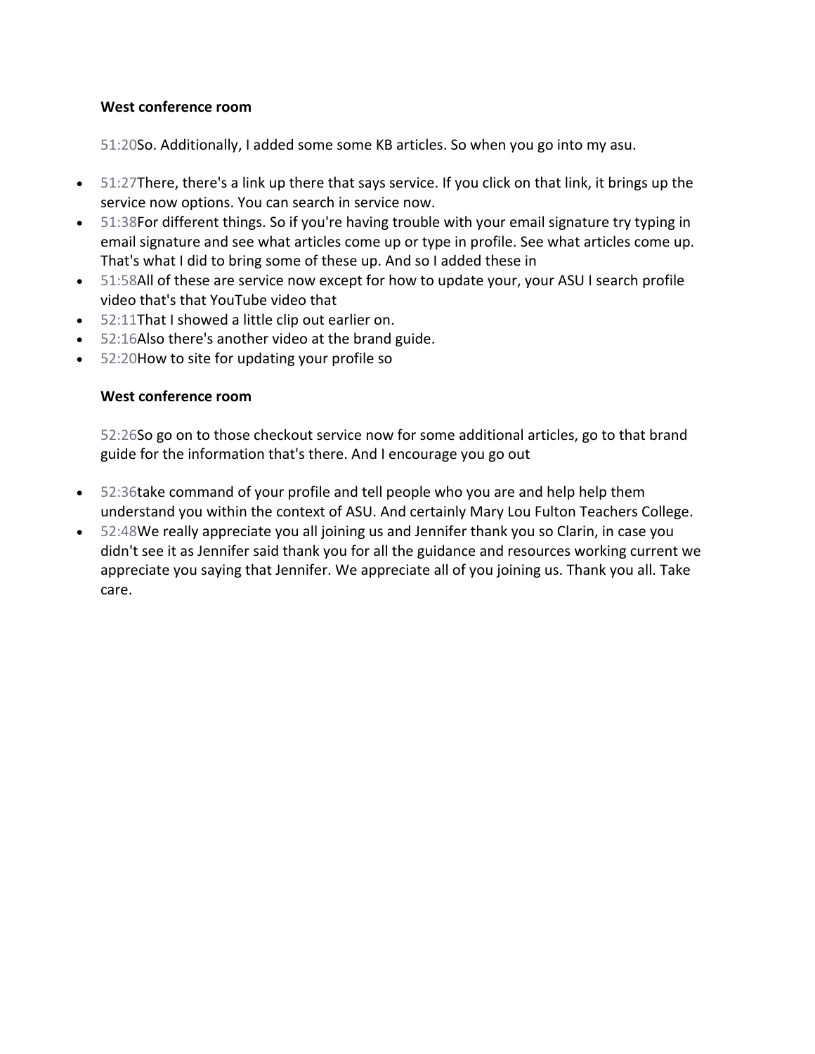**West conference room**

51:20So. Additionally, I added some some KB articles. So when you go into my asu.

- 51:27There, there's a link up there that says service. If you click on that link, it brings up the service now options. You can search in service now.
- 51:38For different things. So if you're having trouble with your email signature try typing in email signature and see what articles come up or type in profile. See what articles come up. That's what I did to bring some of these up. And so I added these in
- 51:58All of these are service now except for how to update your, your ASU I search profile video that's that YouTube video that
- 52:11That I showed a little clip out earlier on.
- 52:16Also there's another video at the brand guide.
- 52:20How to site for updating your profile so

**West conference room**

52:26So go on to those checkout service now for some additional articles, go to that brand guide for the information that's there. And I encourage you go out

- 52:36take command of your profile and tell people who you are and help help them understand you within the context of ASU. And certainly Mary Lou Fulton Teachers College.
- 52:48We really appreciate you all joining us and Jennifer thank you so Clarin, in case you didn't see it as Jennifer said thank you for all the guidance and resources working current we appreciate you saying that Jennifer. We appreciate all of you joining us. Thank you all. Take care.